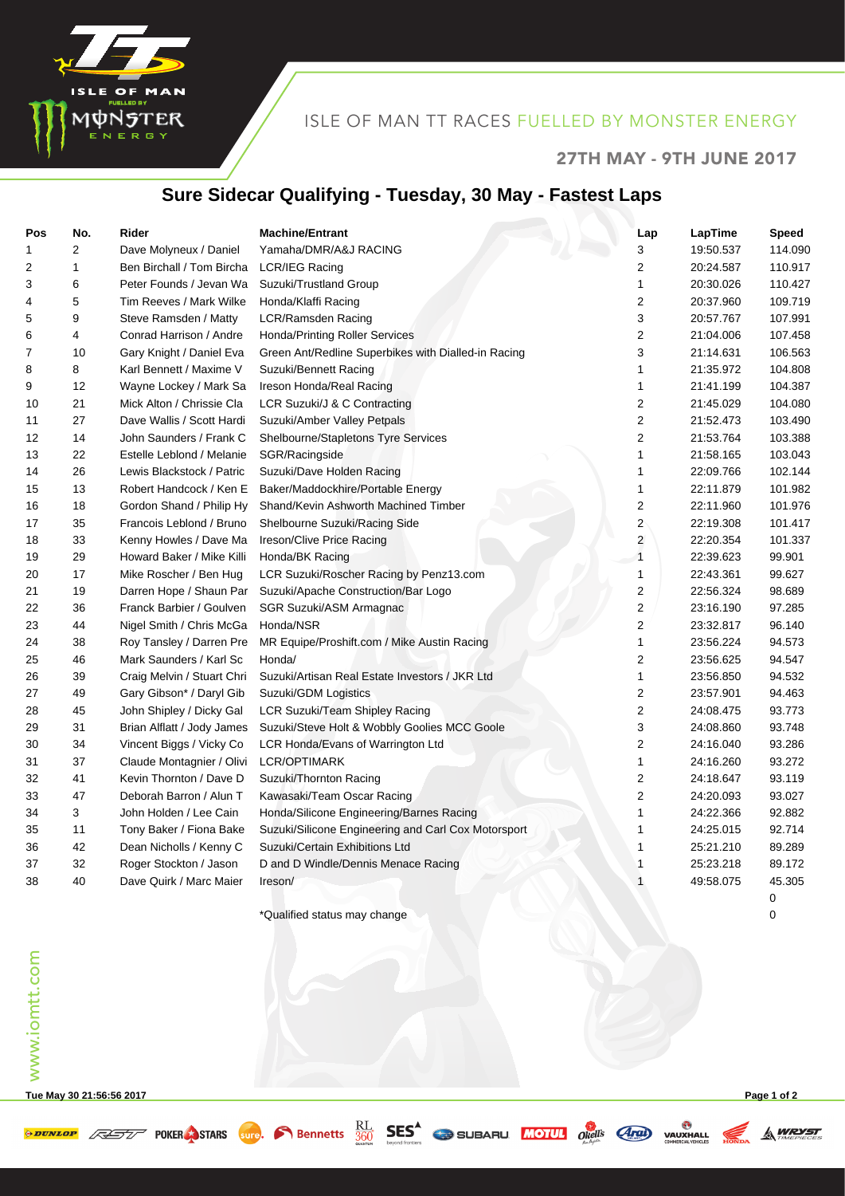ISLE OF MAN TT RACES FUELLED BY MONSTER ENERGY

27TH MAY - 9TH JUNE 2017

# Sure Sidecar Qualifying - Tuesday, 30 May - Fastest Laps

| Pos | No. | Rider | Machine/Entrant | Lap | LapTime | Speed |
|---|---|---|---|---|---|---|
| 1 | 2 | Dave Molyneux / Daniel | Yamaha/DMR/A&J RACING | 3 | 19:50.537 | 114.090 |
| 2 | 1 | Ben Birchall / Tom Bircha | LCR/IEG Racing | 2 | 20:24.587 | 110.917 |
| 3 | 6 | Peter Founds / Jevan Wa | Suzuki/Trustland Group | 1 | 20:30.026 | 110.427 |
| 4 | 5 | Tim Reeves / Mark Wilke | Honda/Klaffi Racing | 2 | 20:37.960 | 109.719 |
| 5 | 9 | Steve Ramsden / Matty | LCR/Ramsden Racing | 3 | 20:57.767 | 107.991 |
| 6 | 4 | Conrad Harrison / Andre | Honda/Printing Roller Services | 2 | 21:04.006 | 107.458 |
| 7 | 10 | Gary Knight / Daniel Eva | Green Ant/Redline Superbikes with Dialled-in Racing | 3 | 21:14.631 | 106.563 |
| 8 | 8 | Karl Bennett / Maxime V | Suzuki/Bennett Racing | 1 | 21:35.972 | 104.808 |
| 9 | 12 | Wayne Lockey / Mark Sa | Ireson Honda/Real Racing | 1 | 21:41.199 | 104.387 |
| 10 | 21 | Mick Alton / Chrissie Cla | LCR Suzuki/J & C Contracting | 2 | 21:45.029 | 104.080 |
| 11 | 27 | Dave Wallis / Scott Hardi | Suzuki/Amber Valley Petpals | 2 | 21:52.473 | 103.490 |
| 12 | 14 | John Saunders / Frank C | Shelbourne/Stapletons Tyre Services | 2 | 21:53.764 | 103.388 |
| 13 | 22 | Estelle Leblond / Melanie | SGR/Racingside | 1 | 21:58.165 | 103.043 |
| 14 | 26 | Lewis Blackstock / Patric | Suzuki/Dave Holden Racing | 1 | 22:09.766 | 102.144 |
| 15 | 13 | Robert Handcock / Ken E | Baker/Maddockhire/Portable Energy | 1 | 22:11.879 | 101.982 |
| 16 | 18 | Gordon Shand / Philip Hy | Shand/Kevin Ashworth Machined Timber | 2 | 22:11.960 | 101.976 |
| 17 | 35 | Francois Leblond / Bruno | Shelbourne Suzuki/Racing Side | 2 | 22:19.308 | 101.417 |
| 18 | 33 | Kenny Howles / Dave Ma | Ireson/Clive Price Racing | 2 | 22:20.354 | 101.337 |
| 19 | 29 | Howard Baker / Mike Killi | Honda/BK Racing | 1 | 22:39.623 | 99.901 |
| 20 | 17 | Mike Roscher / Ben Hug | LCR Suzuki/Roscher Racing by Penz13.com | 1 | 22:43.361 | 99.627 |
| 21 | 19 | Darren Hope / Shaun Par | Suzuki/Apache Construction/Bar Logo | 2 | 22:56.324 | 98.689 |
| 22 | 36 | Franck Barbier / Goulven | SGR Suzuki/ASM Armagnac | 2 | 23:16.190 | 97.285 |
| 23 | 44 | Nigel Smith / Chris McGa | Honda/NSR | 2 | 23:32.817 | 96.140 |
| 24 | 38 | Roy Tansley / Darren Pre | MR Equipe/Proshift.com / Mike Austin Racing | 1 | 23:56.224 | 94.573 |
| 25 | 46 | Mark Saunders / Karl Sc | Honda/ | 2 | 23:56.625 | 94.547 |
| 26 | 39 | Craig Melvin / Stuart Chri | Suzuki/Artisan Real Estate Investors / JKR Ltd | 1 | 23:56.850 | 94.532 |
| 27 | 49 | Gary Gibson* / Daryl Gib | Suzuki/GDM Logistics | 2 | 23:57.901 | 94.463 |
| 28 | 45 | John Shipley / Dicky Gal | LCR Suzuki/Team Shipley Racing | 2 | 24:08.475 | 93.773 |
| 29 | 31 | Brian Alflatt / Jody James | Suzuki/Steve Holt & Wobbly Goolies MCC Goole | 3 | 24:08.860 | 93.748 |
| 30 | 34 | Vincent Biggs / Vicky Co | LCR Honda/Evans of Warrington Ltd | 2 | 24:16.040 | 93.286 |
| 31 | 37 | Claude Montagnier / Olivi | LCR/OPTIMARK | 1 | 24:16.260 | 93.272 |
| 32 | 41 | Kevin Thornton / Dave D | Suzuki/Thornton Racing | 2 | 24:18.647 | 93.119 |
| 33 | 47 | Deborah Barron / Alun T | Kawasaki/Team Oscar Racing | 2 | 24:20.093 | 93.027 |
| 34 | 3 | John Holden / Lee Cain | Honda/Silicone Engineering/Barnes Racing | 1 | 24:22.366 | 92.882 |
| 35 | 11 | Tony Baker / Fiona Bake | Suzuki/Silicone Engineering and Carl Cox Motorsport | 1 | 24:25.015 | 92.714 |
| 36 | 42 | Dean Nicholls / Kenny C | Suzuki/Certain Exhibitions Ltd | 1 | 25:21.210 | 89.289 |
| 37 | 32 | Roger Stockton / Jason | D and D Windle/Dennis Menace Racing | 1 | 25:23.218 | 89.172 |
| 38 | 40 | Dave Quirk / Marc Maier | Ireson/ | 1 | 49:58.075 | 45.305 |
| | | | | | | 0 |
| | | | *Qualified status may change | | | 0 |

www.iomtt.com

Tue May 30 21:56:56 2017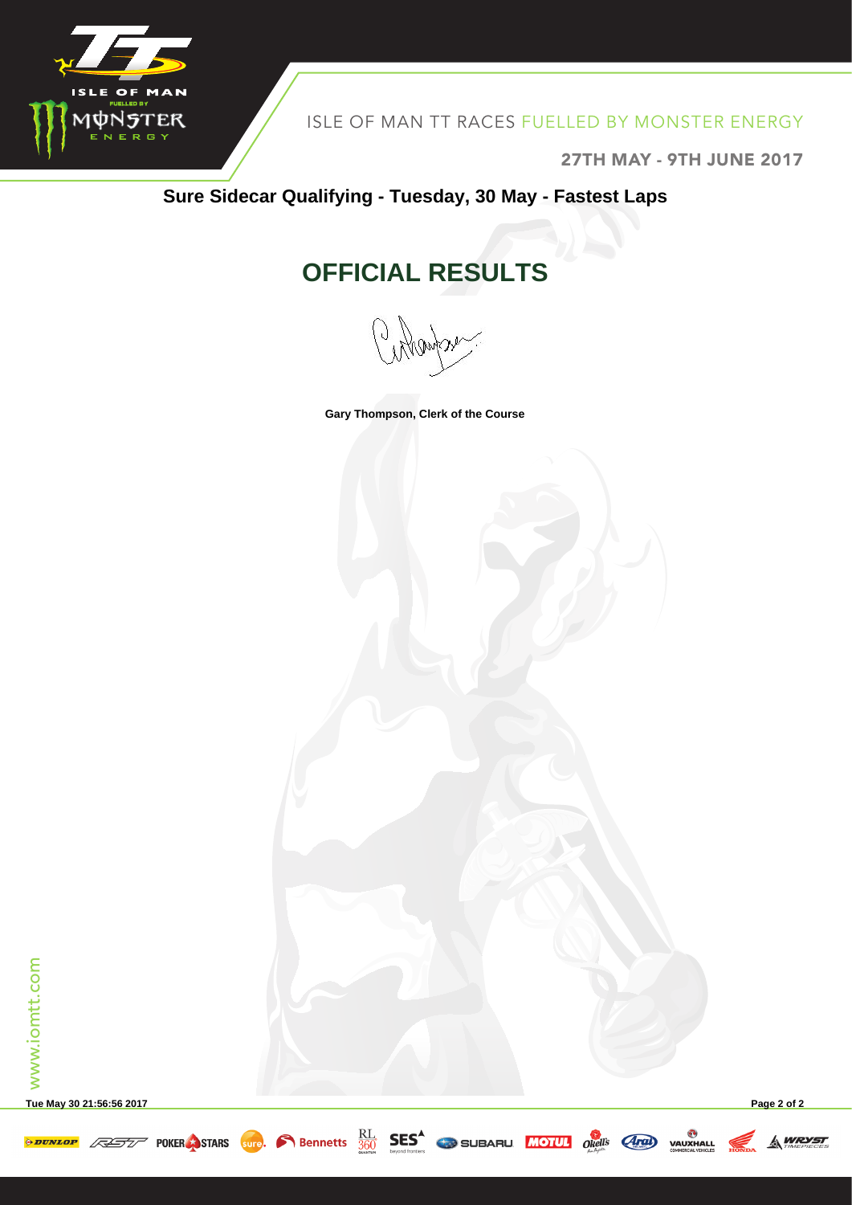## Sure Sidecar Qualifying - Tuesday, 30 May - Fastest Laps

# OFFICIAL RESULTS

**Gary Thompson, Clerk of the Course**

**Tue May 30 21:56:56 2017**